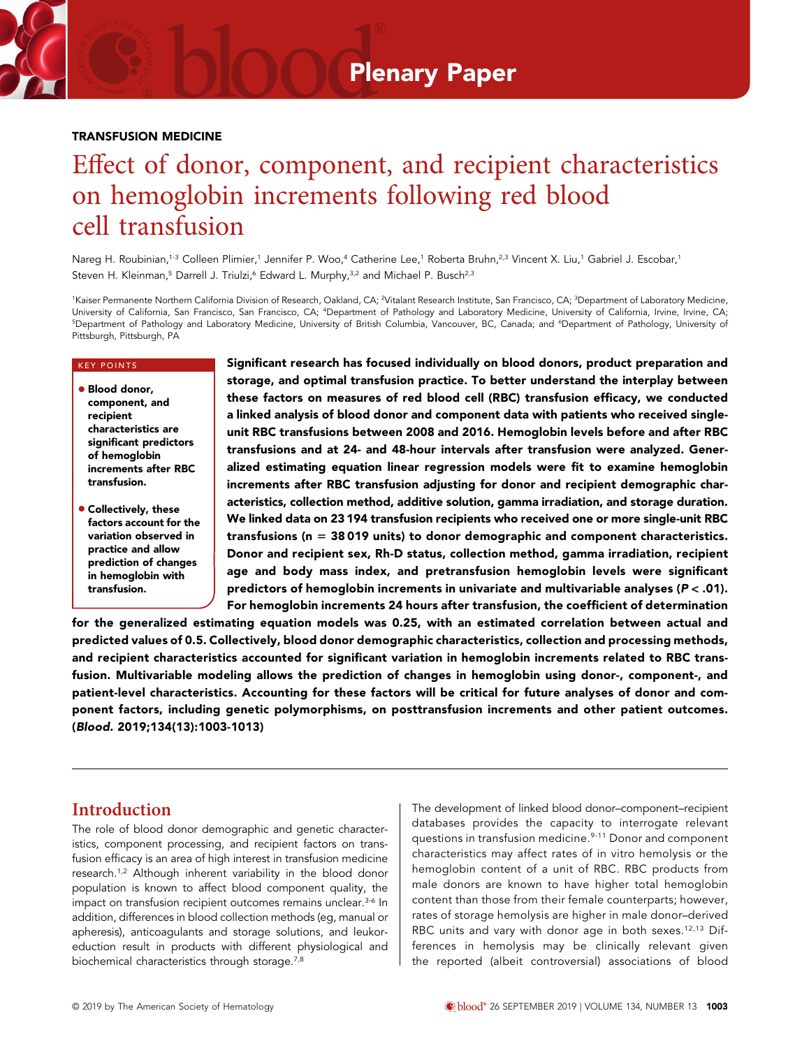Plenary Paper

TRANSFUSION MEDICINE

# Effect of donor, component, and recipient characteristics on hemoglobin increments following red blood cell transfusion

Nareg H. Roubinian,[1-3] Colleen Plimier,[1] Jennifer P. Woo,[4] Catherine Lee,[1] Roberta Bruhn,[2,3] Vincent X. Liu,[1] Gabriel J. Escobar,[1] Steven H. Kleinman,[5] Darrell J. Triulzi,[6] Edward L. Murphy,[3,2] and Michael P. Busch[2,3]

[1]Kaiser Permanente Northern California Division of Research, Oakland, CA; [2]Vitalant Research Institute, San Francisco, CA; [3]Department of Laboratory Medicine, University of California, San Francisco, San Francisco, CA; [4]Department of Pathology and Laboratory Medicine, University of California, Irvine, Irvine, CA; [5]Department of Pathology and Laboratory Medicine, University of British Columbia, Vancouver, BC, Canada; and [6]Department of Pathology, University of Pittsburgh, Pittsburgh, PA

KEY POINTS

- Blood donor, component, and recipient characteristics are significant predictors of hemoglobin increments after RBC transfusion.
- Collectively, these factors account for the variation observed in practice and allow prediction of changes in hemoglobin with transfusion.

**Significant research has focused individually on blood donors, product preparation and storage, and optimal transfusion practice. To better understand the interplay between these factors on measures of red blood cell (RBC) transfusion efficacy, we conducted a linked analysis of blood donor and component data with patients who received single-unit RBC transfusions between 2008 and 2016. Hemoglobin levels before and after RBC transfusions and at 24- and 48-hour intervals after transfusion were analyzed. Generalized estimating equation linear regression models were fit to examine hemoglobin increments after RBC transfusion adjusting for donor and recipient demographic characteristics, collection method, additive solution, gamma irradiation, and storage duration. We linked data on 23 194 transfusion recipients who received one or more single-unit RBC transfusions (n = 38 019 units) to donor demographic and component characteristics. Donor and recipient sex, Rh-D status, collection method, gamma irradiation, recipient age and body mass index, and pretransfusion hemoglobin levels were significant predictors of hemoglobin increments in univariate and multivariable analyses ($P < .01$). For hemoglobin increments 24 hours after transfusion, the coefficient of determination for the generalized estimating equation models was 0.25, with an estimated correlation between actual and predicted values of 0.5. Collectively, blood donor demographic characteristics, collection and processing methods, and recipient characteristics accounted for significant variation in hemoglobin increments related to RBC transfusion. Multivariable modeling allows the prediction of changes in hemoglobin using donor-, component-, and patient-level characteristics. Accounting for these factors will be critical for future analyses of donor and component factors, including genetic polymorphisms, on posttransfusion increments and other patient outcomes. (*Blood*. 2019;134(13):1003-1013)**

## Introduction

The role of blood donor demographic and genetic characteristics, component processing, and recipient factors on transfusion efficacy is an area of high interest in transfusion medicine research.[1,2] Although inherent variability in the blood donor population is known to affect blood component quality, the impact on transfusion recipient outcomes remains unclear.[3-6] In addition, differences in blood collection methods (eg, manual or apheresis), anticoagulants and storage solutions, and leukoreduction result in products with different physiological and biochemical characteristics through storage.[7,8]

The development of linked blood donor–component–recipient databases provides the capacity to interrogate relevant questions in transfusion medicine.[9-11] Donor and component characteristics may affect rates of in vitro hemolysis or the hemoglobin content of a unit of RBC. RBC products from male donors are known to have higher total hemoglobin content than those from their female counterparts; however, rates of storage hemolysis are higher in male donor–derived RBC units and vary with donor age in both sexes.[12,13] Differences in hemolysis may be clinically relevant given the reported (albeit controversial) associations of blood

© 2019 by The American Society of Hematology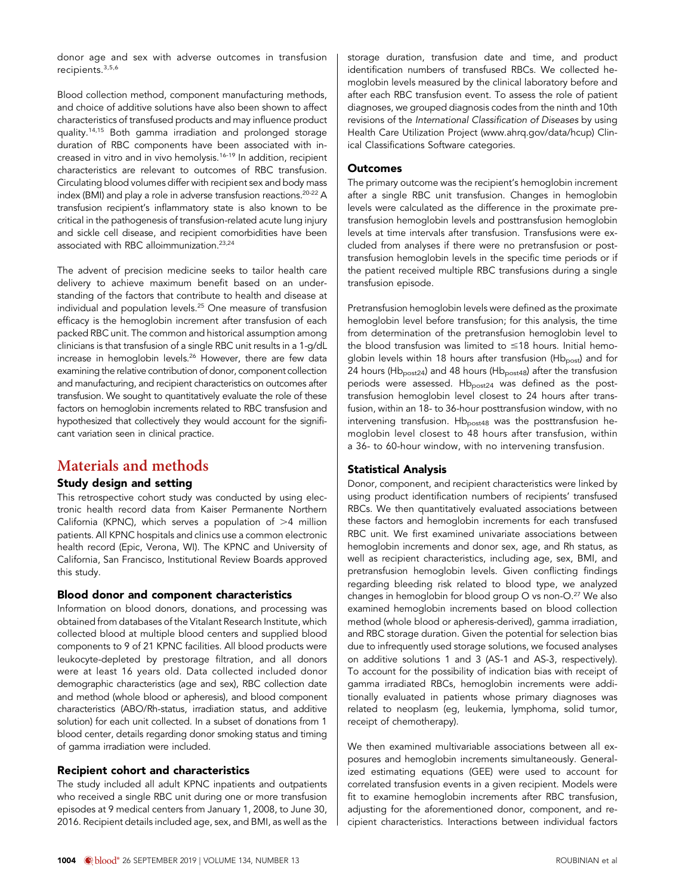donor age and sex with adverse outcomes in transfusion recipients.[3,5,6]

Blood collection method, component manufacturing methods, and choice of additive solutions have also been shown to affect characteristics of transfused products and may influence product quality.[14,15] Both gamma irradiation and prolonged storage duration of RBC components have been associated with increased in vitro and in vivo hemolysis.[16-19] In addition, recipient characteristics are relevant to outcomes of RBC transfusion. Circulating blood volumes differ with recipient sex and body mass index (BMI) and play a role in adverse transfusion reactions.[20-22] A transfusion recipient's inflammatory state is also known to be critical in the pathogenesis of transfusion-related acute lung injury and sickle cell disease, and recipient comorbidities have been associated with RBC alloimmunization.[23,24]

The advent of precision medicine seeks to tailor health care delivery to achieve maximum benefit based on an understanding of the factors that contribute to health and disease at individual and population levels.[25] One measure of transfusion efficacy is the hemoglobin increment after transfusion of each packed RBC unit. The common and historical assumption among clinicians is that transfusion of a single RBC unit results in a 1-g/dL increase in hemoglobin levels.[26] However, there are few data examining the relative contribution of donor, component collection and manufacturing, and recipient characteristics on outcomes after transfusion. We sought to quantitatively evaluate the role of these factors on hemoglobin increments related to RBC transfusion and hypothesized that collectively they would account for the significant variation seen in clinical practice.

# Materials and methods

## Study design and setting

This retrospective cohort study was conducted by using electronic health record data from Kaiser Permanente Northern California (KPNC), which serves a population of >4 million patients. All KPNC hospitals and clinics use a common electronic health record (Epic, Verona, WI). The KPNC and University of California, San Francisco, Institutional Review Boards approved this study.

## Blood donor and component characteristics

Information on blood donors, donations, and processing was obtained from databases of the Vitalant Research Institute, which collected blood at multiple blood centers and supplied blood components to 9 of 21 KPNC facilities. All blood products were leukocyte-depleted by prestorage filtration, and all donors were at least 16 years old. Data collected included donor demographic characteristics (age and sex), RBC collection date and method (whole blood or apheresis), and blood component characteristics (ABO/Rh-status, irradiation status, and additive solution) for each unit collected. In a subset of donations from 1 blood center, details regarding donor smoking status and timing of gamma irradiation were included.

## Recipient cohort and characteristics

The study included all adult KPNC inpatients and outpatients who received a single RBC unit during one or more transfusion episodes at 9 medical centers from January 1, 2008, to June 30, 2016. Recipient details included age, sex, and BMI, as well as the storage duration, transfusion date and time, and product identification numbers of transfused RBCs. We collected hemoglobin levels measured by the clinical laboratory before and after each RBC transfusion event. To assess the role of patient diagnoses, we grouped diagnosis codes from the ninth and 10th revisions of the *International Classification of Diseases* by using Health Care Utilization Project (www.ahrq.gov/data/hcup) Clinical Classifications Software categories.

## Outcomes

The primary outcome was the recipient's hemoglobin increment after a single RBC unit transfusion. Changes in hemoglobin levels were calculated as the difference in the proximate pretransfusion hemoglobin levels and posttransfusion hemoglobin levels at time intervals after transfusion. Transfusions were excluded from analyses if there were no pretransfusion or posttransfusion hemoglobin levels in the specific time periods or if the patient received multiple RBC transfusions during a single transfusion episode.

Pretransfusion hemoglobin levels were defined as the proximate hemoglobin level before transfusion; for this analysis, the time from determination of the pretransfusion hemoglobin level to the blood transfusion was limited to ≤18 hours. Initial hemoglobin levels within 18 hours after transfusion ($Hb_{post}$) and for 24 hours ($Hb_{post24}$) and 48 hours ($Hb_{post48}$) after the transfusion periods were assessed. $Hb_{post24}$ was defined as the posttransfusion hemoglobin level closest to 24 hours after transfusion, within an 18- to 36-hour posttransfusion window, with no intervening transfusion. $Hb_{post48}$ was the posttransfusion hemoglobin level closest to 48 hours after transfusion, within a 36- to 60-hour window, with no intervening transfusion.

## Statistical Analysis

Donor, component, and recipient characteristics were linked by using product identification numbers of recipients' transfused RBCs. We then quantitatively evaluated associations between these factors and hemoglobin increments for each transfused RBC unit. We first examined univariate associations between hemoglobin increments and donor sex, age, and Rh status, as well as recipient characteristics, including age, sex, BMI, and pretransfusion hemoglobin levels. Given conflicting findings regarding bleeding risk related to blood type, we analyzed changes in hemoglobin for blood group O vs non-O.[27] We also examined hemoglobin increments based on blood collection method (whole blood or apheresis-derived), gamma irradiation, and RBC storage duration. Given the potential for selection bias due to infrequently used storage solutions, we focused analyses on additive solutions 1 and 3 (AS-1 and AS-3, respectively). To account for the possibility of indication bias with receipt of gamma irradiated RBCs, hemoglobin increments were additionally evaluated in patients whose primary diagnoses was related to neoplasm (eg, leukemia, lymphoma, solid tumor, receipt of chemotherapy).

We then examined multivariable associations between all exposures and hemoglobin increments simultaneously. Generalized estimating equations (GEE) were used to account for correlated transfusion events in a given recipient. Models were fit to examine hemoglobin increments after RBC transfusion, adjusting for the aforementioned donor, component, and recipient characteristics. Interactions between individual factors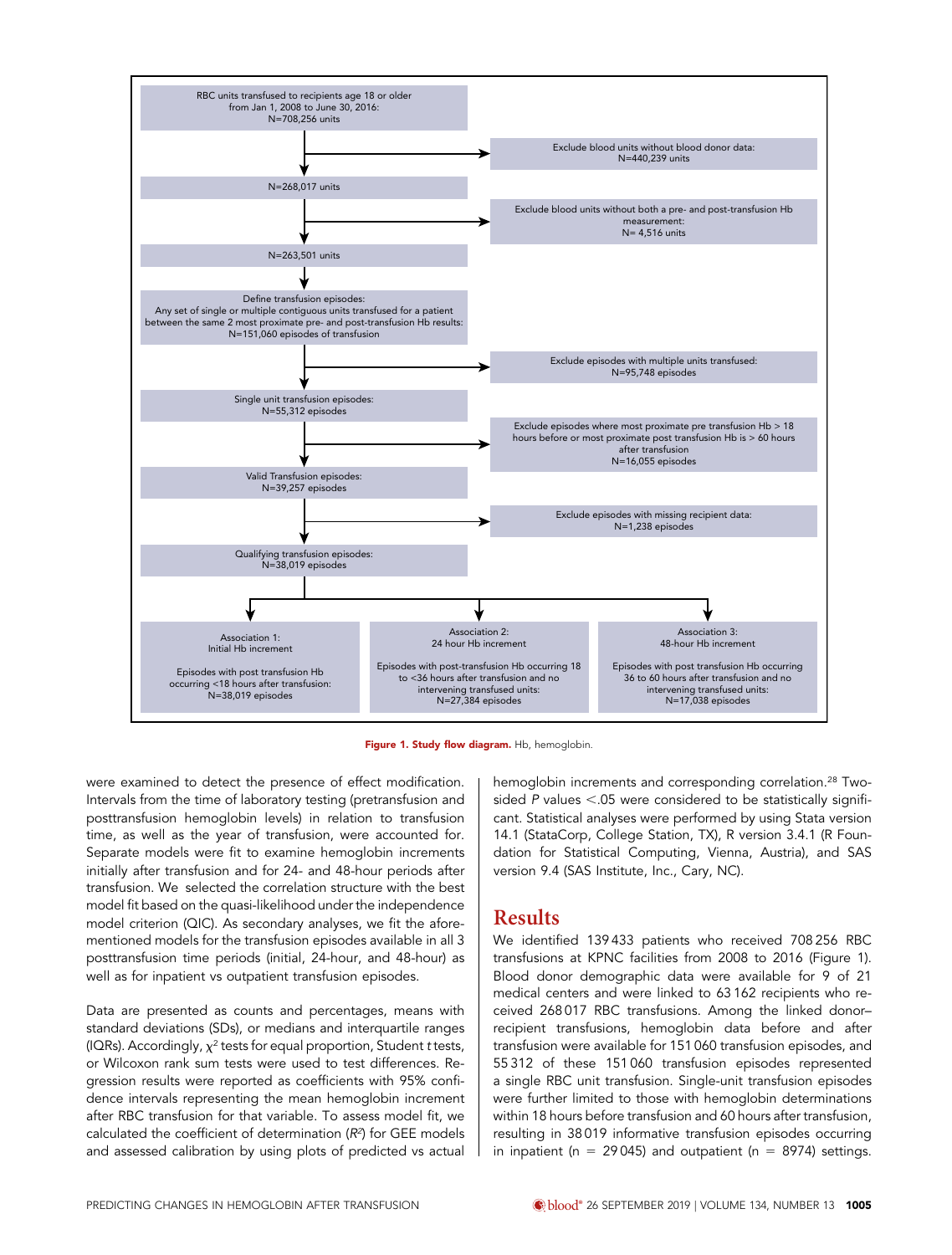RBC units transfused to recipients age 18 or older from Jan 1, 2008 to June 30, 2016: N=708,256 units

Exclude blood units without blood donor data: N=440,239 units

N=268,017 units

Exclude blood units without both a pre- and post-transfusion Hb measurement: N= 4,516 units

N=263,501 units

Define transfusion episodes: Any set of single or multiple contiguous units transfused for a patient between the same 2 most proximate pre- and post-transfusion Hb results: N=151,060 episodes of transfusion

Exclude episodes with multiple units transfused: N=95,748 episodes

Single unit transfusion episodes: N=55,312 episodes

Exclude episodes where most proximate pre transfusion Hb > 18 hours before or most proximate post transfusion Hb is > 60 hours after transfusion N=16,055 episodes

Valid Transfusion episodes: N=39,257 episodes

Exclude episodes with missing recipient data: N=1,238 episodes

Qualifying transfusion episodes: N=38,019 episodes

Association 1: Initial Hb increment

Episodes with post transfusion Hb occurring <18 hours after transfusion: N=38,019 episodes

Association 2: 24 hour Hb increment

Episodes with post-transfusion Hb occurring 18 to <36 hours after transfusion and no intervening transfused units: N=27,384 episodes

Association 3: 48-hour Hb increment

Episodes with post transfusion Hb occurring 36 to 60 hours after transfusion and no intervening transfused units: N=17,038 episodes

**Figure 1. Study flow diagram.** Hb, hemoglobin.

were examined to detect the presence of effect modification. Intervals from the time of laboratory testing (pretransfusion and posttransfusion hemoglobin levels) in relation to transfusion time, as well as the year of transfusion, were accounted for. Separate models were fit to examine hemoglobin increments initially after transfusion and for 24- and 48-hour periods after transfusion. We selected the correlation structure with the best model fit based on the quasi-likelihood under the independence model criterion (QIC). As secondary analyses, we fit the aforementioned models for the transfusion episodes available in all 3 posttransfusion time periods (initial, 24-hour, and 48-hour) as well as for inpatient vs outpatient transfusion episodes.

Data are presented as counts and percentages, means with standard deviations (SDs), or medians and interquartile ranges (IQRs). Accordingly, $\chi^2$ tests for equal proportion, Student *t* tests, or Wilcoxon rank sum tests were used to test differences. Regression results were reported as coefficients with 95% confidence intervals representing the mean hemoglobin increment after RBC transfusion for that variable. To assess model fit, we calculated the coefficient of determination ($R^2$) for GEE models and assessed calibration by using plots of predicted vs actual hemoglobin increments and corresponding correlation.[28] Two-sided *P* values $<.05$ were considered to be statistically significant. Statistical analyses were performed by using Stata version 14.1 (StataCorp, College Station, TX), R version 3.4.1 (R Foundation for Statistical Computing, Vienna, Austria), and SAS version 9.4 (SAS Institute, Inc., Cary, NC).

## Results

We identified 139 433 patients who received 708 256 RBC transfusions at KPNC facilities from 2008 to 2016 (Figure 1). Blood donor demographic data were available for 9 of 21 medical centers and were linked to 63 162 recipients who received 268 017 RBC transfusions. Among the linked donor–recipient transfusions, hemoglobin data before and after transfusion were available for 151 060 transfusion episodes, and 55 312 of these 151 060 transfusion episodes represented a single RBC unit transfusion. Single-unit transfusion episodes were further limited to those with hemoglobin determinations within 18 hours before transfusion and 60 hours after transfusion, resulting in 38 019 informative transfusion episodes occurring in inpatient (n = 29 045) and outpatient (n = 8974) settings.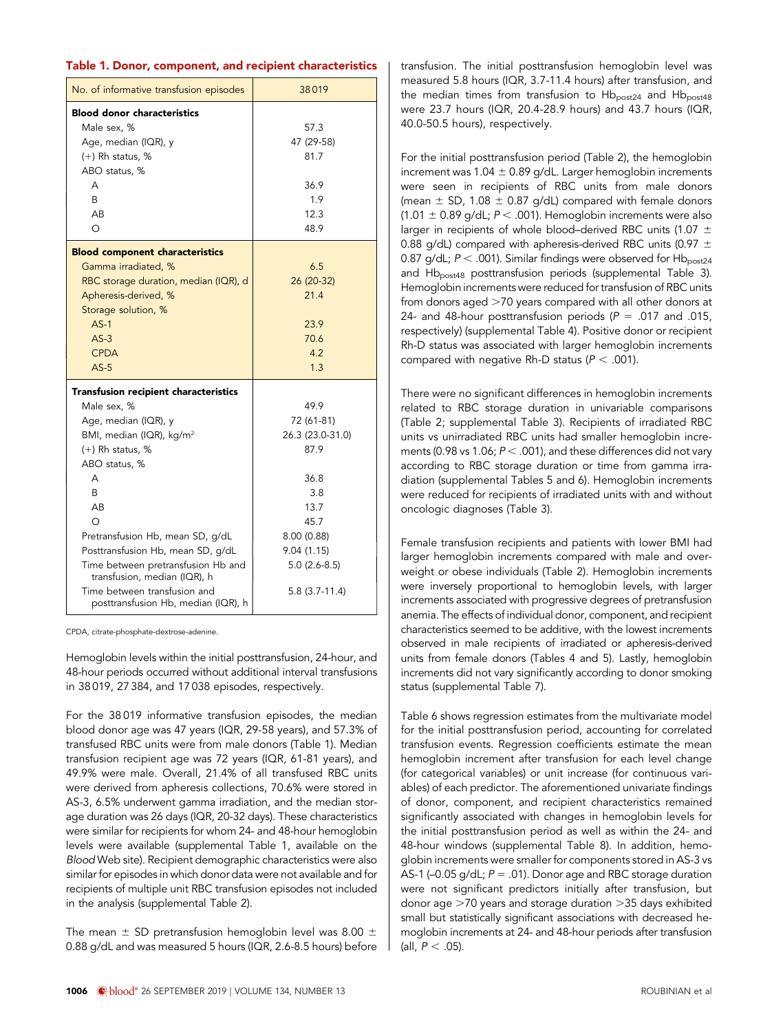**Table 1. Donor, component, and recipient characteristics**

| No. of informative transfusion episodes | 38 019 |
|---|---|
| **Blood donor characteristics** | |
| Male sex, % | 57.3 |
| Age, median (IQR), y | 47 (29-58) |
| (+) Rh status, % | 81.7 |
| ABO status, % | |
| A | 36.9 |
| B | 1.9 |
| AB | 12.3 |
| O | 48.9 |
| **Blood component characteristics** | |
| Gamma irradiated, % | 6.5 |
| RBC storage duration, median (IQR), d | 26 (20-32) |
| Apheresis-derived, % | 21.4 |
| Storage solution, % | |
| AS-1 | 23.9 |
| AS-3 | 70.6 |
| CPDA | 4.2 |
| AS-5 | 1.3 |
| **Transfusion recipient characteristics** | |
| Male sex, % | 49.9 |
| Age, median (IQR), y | 72 (61-81) |
| BMI, median (IQR), kg/m$^2$ | 26.3 (23.0-31.0) |
| (+) Rh status, % | 87.9 |
| ABO status, % | |
| A | 36.8 |
| B | 3.8 |
| AB | 13.7 |
| O | 45.7 |
| Pretransfusion Hb, mean SD, g/dL | 8.00 (0.88) |
| Posttransfusion Hb, mean SD, g/dL | 9.04 (1.15) |
| Time between pretransfusion Hb and transfusion, median (IQR), h | 5.0 (2.6-8.5) |
| Time between transfusion and posttransfusion Hb, median (IQR), h | 5.8 (3.7-11.4) |

CPDA, citrate-phosphate-dextrose-adenine.

Hemoglobin levels within the initial posttransfusion, 24-hour, and 48-hour periods occurred without additional interval transfusions in 38 019, 27 384, and 17 038 episodes, respectively.

For the 38 019 informative transfusion episodes, the median blood donor age was 47 years (IQR, 29-58 years), and 57.3% of transfused RBC units were from male donors (Table 1). Median transfusion recipient age was 72 years (IQR, 61-81 years), and 49.9% were male. Overall, 21.4% of all transfused RBC units were derived from apheresis collections, 70.6% were stored in AS-3, 6.5% underwent gamma irradiation, and the median storage duration was 26 days (IQR, 20-32 days). These characteristics were similar for recipients for whom 24- and 48-hour hemoglobin levels were available (supplemental Table 1, available on the *Blood* Web site). Recipient demographic characteristics were also similar for episodes in which donor data were not available and for recipients of multiple unit RBC transfusion episodes not included in the analysis (supplemental Table 2).

The mean ± SD pretransfusion hemoglobin level was 8.00 ± 0.88 g/dL and was measured 5 hours (IQR, 2.6-8.5 hours) before transfusion. The initial posttransfusion hemoglobin level was measured 5.8 hours (IQR, 3.7-11.4 hours) after transfusion, and the median times from transfusion to $Hb_{post24}$ and $Hb_{post48}$ were 23.7 hours (IQR, 20.4-28.9 hours) and 43.7 hours (IQR, 40.0-50.5 hours), respectively.

For the initial posttransfusion period (Table 2), the hemoglobin increment was 1.04 ± 0.89 g/dL. Larger hemoglobin increments were seen in recipients of RBC units from male donors (mean ± SD, 1.08 ± 0.87 g/dL) compared with female donors (1.01 ± 0.89 g/dL; $P < .001$). Hemoglobin increments were also larger in recipients of whole blood–derived RBC units (1.07 ± 0.88 g/dL) compared with apheresis-derived RBC units (0.97 ± 0.87 g/dL; $P < .001$). Similar findings were observed for $Hb_{post24}$ and $Hb_{post48}$ posttransfusion periods (supplemental Table 3). Hemoglobin increments were reduced for transfusion of RBC units from donors aged >70 years compared with all other donors at 24- and 48-hour posttransfusion periods ($P = .017$ and .015, respectively) (supplemental Table 4). Positive donor or recipient Rh-D status was associated with larger hemoglobin increments compared with negative Rh-D status ($P < .001$).

There were no significant differences in hemoglobin increments related to RBC storage duration in univariable comparisons (Table 2; supplemental Table 3). Recipients of irradiated RBC units vs unirradiated RBC units had smaller hemoglobin increments (0.98 vs 1.06; $P < .001$), and these differences did not vary according to RBC storage duration or time from gamma irradiation (supplemental Tables 5 and 6). Hemoglobin increments were reduced for recipients of irradiated units with and without oncologic diagnoses (Table 3).

Female transfusion recipients and patients with lower BMI had larger hemoglobin increments compared with male and overweight or obese individuals (Table 2). Hemoglobin increments were inversely proportional to hemoglobin levels, with larger increments associated with progressive degrees of pretransfusion anemia. The effects of individual donor, component, and recipient characteristics seemed to be additive, with the lowest increments observed in male recipients of irradiated or apheresis-derived units from female donors (Tables 4 and 5). Lastly, hemoglobin increments did not vary significantly according to donor smoking status (supplemental Table 7).

Table 6 shows regression estimates from the multivariate model for the initial posttransfusion period, accounting for correlated transfusion events. Regression coefficients estimate the mean hemoglobin increment after transfusion for each level change (for categorical variables) or unit increase (for continuous variables) of each predictor. The aforementioned univariate findings of donor, component, and recipient characteristics remained significantly associated with changes in hemoglobin levels for the initial posttransfusion period as well as within the 24- and 48-hour windows (supplemental Table 8). In addition, hemoglobin increments were smaller for components stored in AS-3 vs AS-1 (–0.05 g/dL; $P = .01$). Donor age and RBC storage duration were not significant predictors initially after transfusion, but donor age >70 years and storage duration >35 days exhibited small but statistically significant associations with decreased hemoglobin increments at 24- and 48-hour periods after transfusion (all, $P < .05$).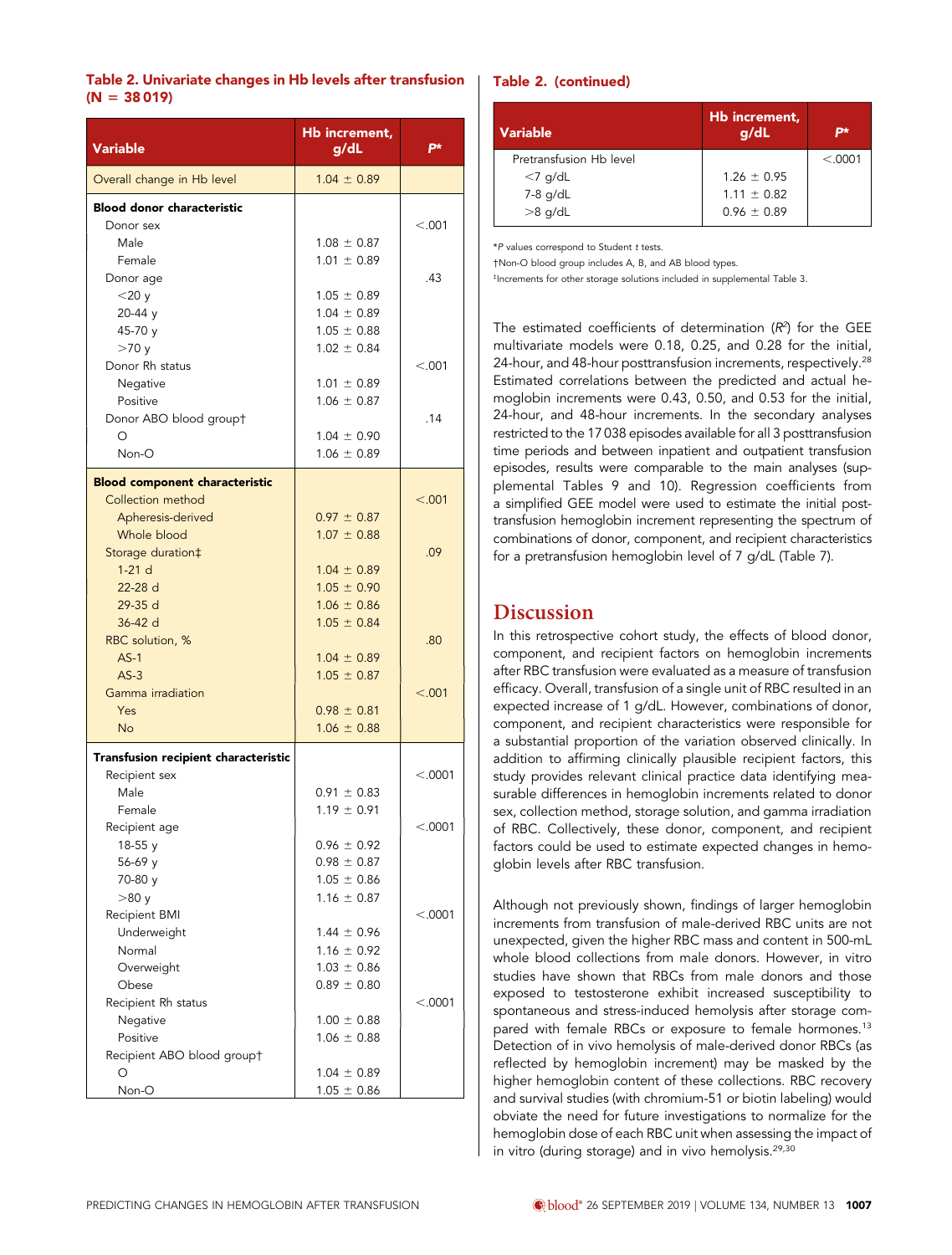**Table 2. Univariate changes in Hb levels after transfusion (N = 38 019)**

| Variable | Hb increment, g/dL | P* |
|---|---|---|
| Overall change in Hb level | 1.04 ± 0.89 | |
| **Blood donor characteristic** | | |
| Donor sex | | <.001 |
| Male | 1.08 ± 0.87 | |
| Female | 1.01 ± 0.89 | |
| Donor age | | .43 |
| <20 y | 1.05 ± 0.89 | |
| 20-44 y | 1.04 ± 0.89 | |
| 45-70 y | 1.05 ± 0.88 | |
| >70 y | 1.02 ± 0.84 | |
| Donor Rh status | | <.001 |
| Negative | 1.01 ± 0.89 | |
| Positive | 1.06 ± 0.87 | |
| Donor ABO blood group† | | .14 |
| O | 1.04 ± 0.90 | |
| Non-O | 1.06 ± 0.89 | |
| **Blood component characteristic** | | |
| Collection method | | <.001 |
| Apheresis-derived | 0.97 ± 0.87 | |
| Whole blood | 1.07 ± 0.88 | |
| Storage duration‡ | | .09 |
| 1-21 d | 1.04 ± 0.89 | |
| 22-28 d | 1.05 ± 0.90 | |
| 29-35 d | 1.06 ± 0.86 | |
| 36-42 d | 1.05 ± 0.84 | |
| RBC solution, % | | .80 |
| AS-1 | 1.04 ± 0.89 | |
| AS-3 | 1.05 ± 0.87 | |
| Gamma irradiation | | <.001 |
| Yes | 0.98 ± 0.81 | |
| No | 1.06 ± 0.88 | |
| **Transfusion recipient characteristic** | | |
| Recipient sex | | <.0001 |
| Male | 0.91 ± 0.83 | |
| Female | 1.19 ± 0.91 | |
| Recipient age | | <.0001 |
| 18-55 y | 0.96 ± 0.92 | |
| 56-69 y | 0.98 ± 0.87 | |
| 70-80 y | 1.05 ± 0.86 | |
| >80 y | 1.16 ± 0.87 | |
| Recipient BMI | | <.0001 |
| Underweight | 1.44 ± 0.96 | |
| Normal | 1.16 ± 0.92 | |
| Overweight | 1.03 ± 0.86 | |
| Obese | 0.89 ± 0.80 | |
| Recipient Rh status | | <.0001 |
| Negative | 1.00 ± 0.88 | |
| Positive | 1.06 ± 0.88 | |
| Recipient ABO blood group† | | |
| O | 1.04 ± 0.89 | |
| Non-O | 1.05 ± 0.86 | |
| Pretransfusion Hb level | | <.0001 |
| <7 g/dL | 1.26 ± 0.95 | |
| 7-8 g/dL | 1.11 ± 0.82 | |
| >8 g/dL | 0.96 ± 0.89 | |

*P values correspond to Student t tests.

†Non-O blood group includes A, B, and AB blood types.

‡Increments for other storage solutions included in supplemental Table 3.

The estimated coefficients of determination ($R^2$) for the GEE multivariate models were 0.18, 0.25, and 0.28 for the initial, 24-hour, and 48-hour posttransfusion increments, respectively.[28] Estimated correlations between the predicted and actual hemoglobin increments were 0.43, 0.50, and 0.53 for the initial, 24-hour, and 48-hour increments. In the secondary analyses restricted to the 17 038 episodes available for all 3 posttransfusion time periods and between inpatient and outpatient transfusion episodes, results were comparable to the main analyses (supplemental Tables 9 and 10). Regression coefficients from a simplified GEE model were used to estimate the initial posttransfusion hemoglobin increment representing the spectrum of combinations of donor, component, and recipient characteristics for a pretransfusion hemoglobin level of 7 g/dL (Table 7).

## Discussion

In this retrospective cohort study, the effects of blood donor, component, and recipient factors on hemoglobin increments after RBC transfusion were evaluated as a measure of transfusion efficacy. Overall, transfusion of a single unit of RBC resulted in an expected increase of 1 g/dL. However, combinations of donor, component, and recipient characteristics were responsible for a substantial proportion of the variation observed clinically. In addition to affirming clinically plausible recipient factors, this study provides relevant clinical practice data identifying measurable differences in hemoglobin increments related to donor sex, collection method, storage solution, and gamma irradiation of RBC. Collectively, these donor, component, and recipient factors could be used to estimate expected changes in hemoglobin levels after RBC transfusion.

Although not previously shown, findings of larger hemoglobin increments from transfusion of male-derived RBC units are not unexpected, given the higher RBC mass and content in 500-mL whole blood collections from male donors. However, in vitro studies have shown that RBCs from male donors and those exposed to testosterone exhibit increased susceptibility to spontaneous and stress-induced hemolysis after storage compared with female RBCs or exposure to female hormones.[13] Detection of in vivo hemolysis of male-derived donor RBCs (as reflected by hemoglobin increment) may be masked by the higher hemoglobin content of these collections. RBC recovery and survival studies (with chromium-51 or biotin labeling) would obviate the need for future investigations to normalize for the hemoglobin dose of each RBC unit when assessing the impact of in vitro (during storage) and in vivo hemolysis.[29,30]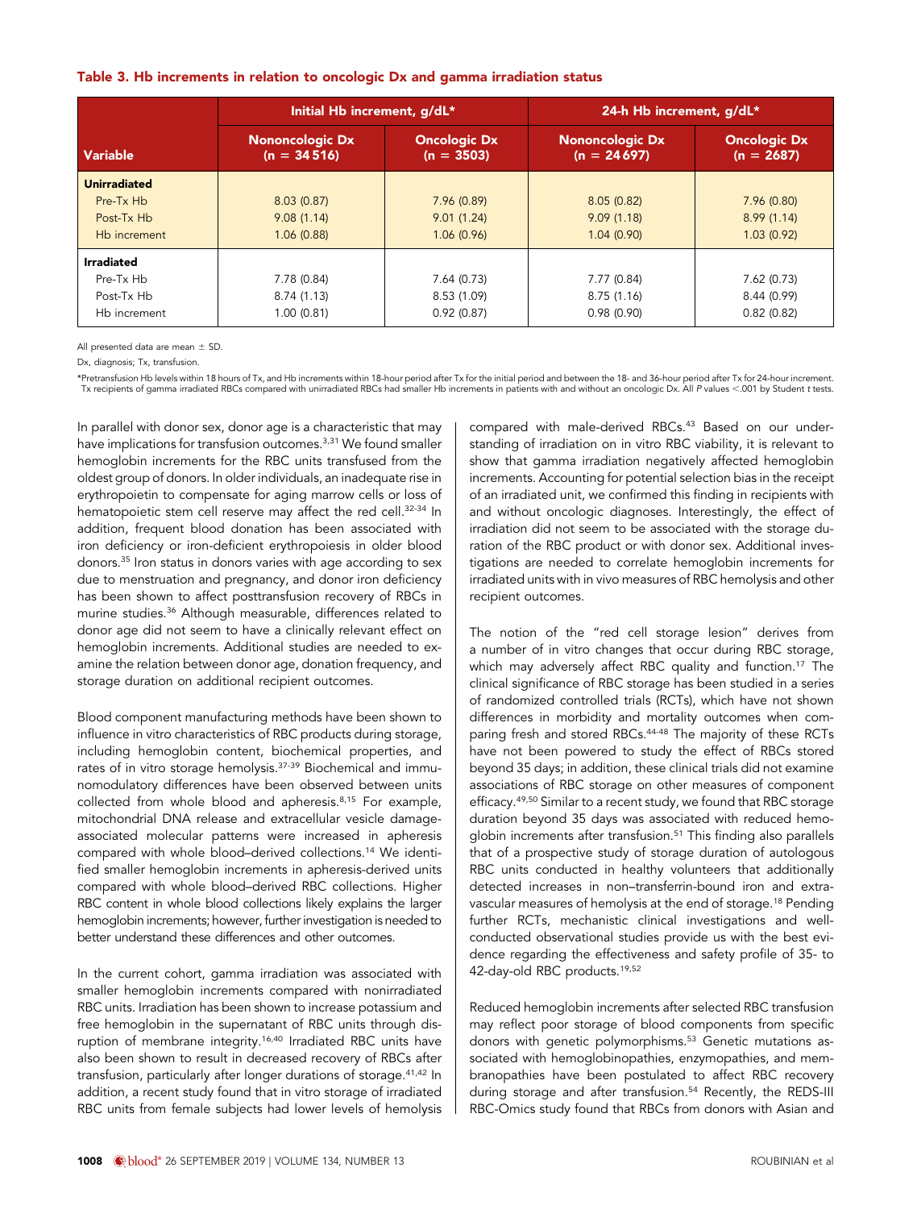**Table 3. Hb increments in relation to oncologic Dx and gamma irradiation status**

| Variable | Initial Hb increment, g/dL* | | 24-h Hb increment, g/dL* | |
|---|---|---|---|---|
| | Nononcologic Dx (n = 34 516) | Oncologic Dx (n = 3503) | Nononcologic Dx (n = 24 697) | Oncologic Dx (n = 2687) |
| **Unirradiated** | | | | |
| Pre-Tx Hb | 8.03 (0.87) | 7.96 (0.89) | 8.05 (0.82) | 7.96 (0.80) |
| Post-Tx Hb | 9.08 (1.14) | 9.01 (1.24) | 9.09 (1.18) | 8.99 (1.14) |
| Hb increment | 1.06 (0.88) | 1.06 (0.96) | 1.04 (0.90) | 1.03 (0.92) |
| **Irradiated** | | | | |
| Pre-Tx Hb | 7.78 (0.84) | 7.64 (0.73) | 7.77 (0.84) | 7.62 (0.73) |
| Post-Tx Hb | 8.74 (1.13) | 8.53 (1.09) | 8.75 (1.16) | 8.44 (0.99) |
| Hb increment | 1.00 (0.81) | 0.92 (0.87) | 0.98 (0.90) | 0.82 (0.82) |

All presented data are mean ± SD.

Dx, diagnosis; Tx, transfusion.

*Pretransfusion Hb levels within 18 hours of Tx, and Hb increments within 18-hour period after Tx for the initial period and between the 18- and 36-hour period after Tx for 24-hour increment. Tx recipients of gamma irradiated RBCs compared with unirradiated RBCs had smaller Hb increments in patients with and without an oncologic Dx. All *P* values <.001 by Student *t* tests.

In parallel with donor sex, donor age is a characteristic that may have implications for transfusion outcomes.[3,31] We found smaller hemoglobin increments for the RBC units transfused from the oldest group of donors. In older individuals, an inadequate rise in erythropoietin to compensate for aging marrow cells or loss of hematopoietic stem cell reserve may affect the red cell.[32-34] In addition, frequent blood donation has been associated with iron deficiency or iron-deficient erythropoiesis in older blood donors.[35] Iron status in donors varies with age according to sex due to menstruation and pregnancy, and donor iron deficiency has been shown to affect posttransfusion recovery of RBCs in murine studies.[36] Although measurable, differences related to donor age did not seem to have a clinically relevant effect on hemoglobin increments. Additional studies are needed to examine the relation between donor age, donation frequency, and storage duration on additional recipient outcomes.

Blood component manufacturing methods have been shown to influence in vitro characteristics of RBC products during storage, including hemoglobin content, biochemical properties, and rates of in vitro storage hemolysis.[37-39] Biochemical and immunomodulatory differences have been observed between units collected from whole blood and apheresis.[8,15] For example, mitochondrial DNA release and extracellular vesicle damage-associated molecular patterns were increased in apheresis compared with whole blood–derived collections.[14] We identified smaller hemoglobin increments in apheresis-derived units compared with whole blood–derived RBC collections. Higher RBC content in whole blood collections likely explains the larger hemoglobin increments; however, further investigation is needed to better understand these differences and other outcomes.

In the current cohort, gamma irradiation was associated with smaller hemoglobin increments compared with nonirradiated RBC units. Irradiation has been shown to increase potassium and free hemoglobin in the supernatant of RBC units through disruption of membrane integrity.[16,40] Irradiated RBC units have also been shown to result in decreased recovery of RBCs after transfusion, particularly after longer durations of storage.[41,42] In addition, a recent study found that in vitro storage of irradiated RBC units from female subjects had lower levels of hemolysis compared with male-derived RBCs.[43] Based on our understanding of irradiation on in vitro RBC viability, it is relevant to show that gamma irradiation negatively affected hemoglobin increments. Accounting for potential selection bias in the receipt of an irradiated unit, we confirmed this finding in recipients with and without oncologic diagnoses. Interestingly, the effect of irradiation did not seem to be associated with the storage duration of the RBC product or with donor sex. Additional investigations are needed to correlate hemoglobin increments for irradiated units with in vivo measures of RBC hemolysis and other recipient outcomes.

The notion of the "red cell storage lesion" derives from a number of in vitro changes that occur during RBC storage, which may adversely affect RBC quality and function.[17] The clinical significance of RBC storage has been studied in a series of randomized controlled trials (RCTs), which have not shown differences in morbidity and mortality outcomes when comparing fresh and stored RBCs.[44-48] The majority of these RCTs have not been powered to study the effect of RBCs stored beyond 35 days; in addition, these clinical trials did not examine associations of RBC storage on other measures of component efficacy.[49,50] Similar to a recent study, we found that RBC storage duration beyond 35 days was associated with reduced hemoglobin increments after transfusion.[51] This finding also parallels that of a prospective study of storage duration of autologous RBC units conducted in healthy volunteers that additionally detected increases in non–transferrin-bound iron and extravascular measures of hemolysis at the end of storage.[18] Pending further RCTs, mechanistic clinical investigations and well-conducted observational studies provide us with the best evidence regarding the effectiveness and safety profile of 35- to 42-day-old RBC products.[19,52]

Reduced hemoglobin increments after selected RBC transfusion may reflect poor storage of blood components from specific donors with genetic polymorphisms.[53] Genetic mutations associated with hemoglobinopathies, enzymopathies, and membranopathies have been postulated to affect RBC recovery during storage and after transfusion.[54] Recently, the REDS-III RBC-Omics study found that RBCs from donors with Asian and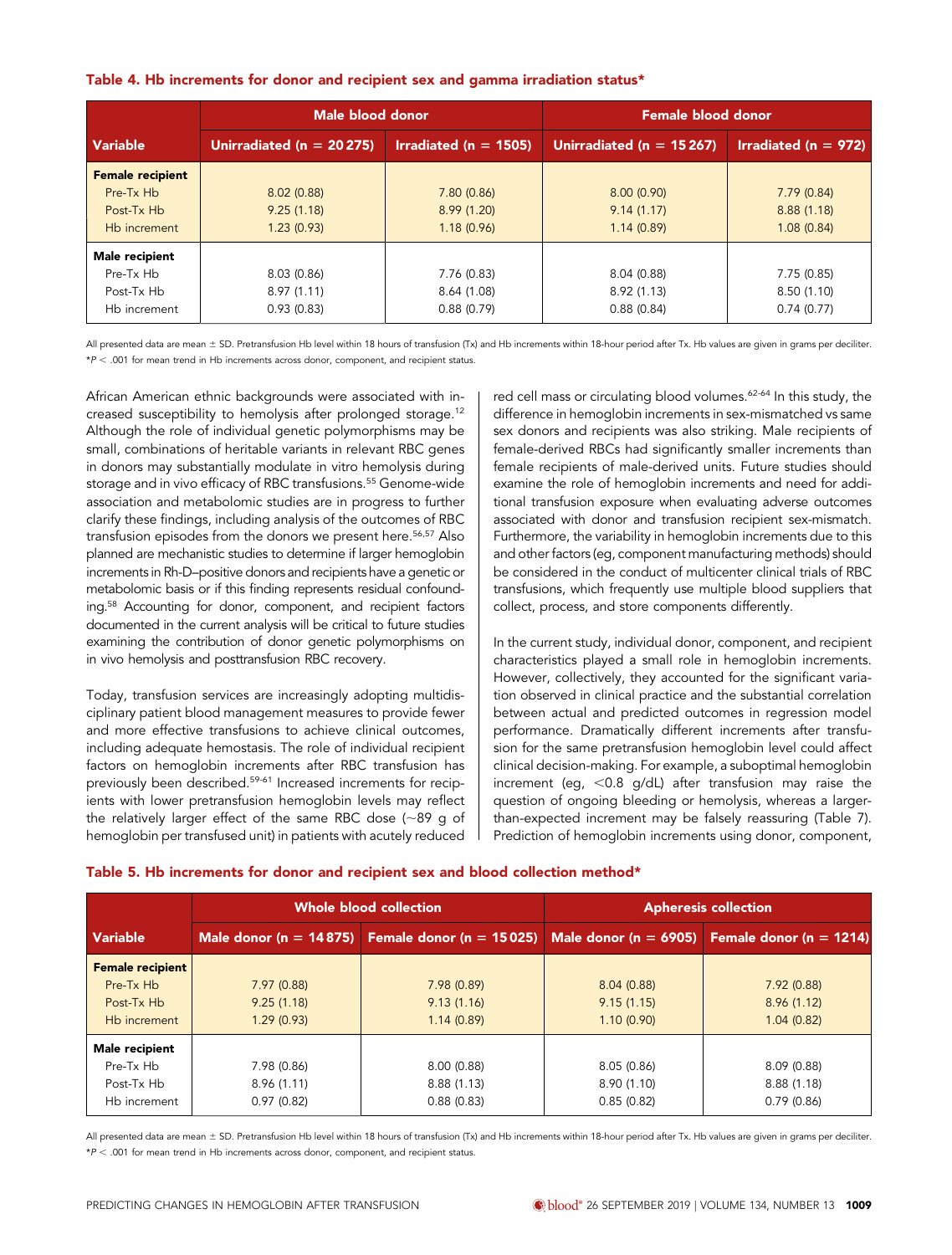**Table 4. Hb increments for donor and recipient sex and gamma irradiation status***

| Variable | Male blood donor | | Female blood donor | |
|---|---|---|---|---|
| | Unirradiated (n = 20 275) | Irradiated (n = 1505) | Unirradiated (n = 15 267) | Irradiated (n = 972) |
| **Female recipient** | | | | |
| Pre-Tx Hb | 8.02 (0.88) | 7.80 (0.86) | 8.00 (0.90) | 7.79 (0.84) |
| Post-Tx Hb | 9.25 (1.18) | 8.99 (1.20) | 9.14 (1.17) | 8.88 (1.18) |
| Hb increment | 1.23 (0.93) | 1.18 (0.96) | 1.14 (0.89) | 1.08 (0.84) |
| **Male recipient** | | | | |
| Pre-Tx Hb | 8.03 (0.86) | 7.76 (0.83) | 8.04 (0.88) | 7.75 (0.85) |
| Post-Tx Hb | 8.97 (1.11) | 8.64 (1.08) | 8.92 (1.13) | 8.50 (1.10) |
| Hb increment | 0.93 (0.83) | 0.88 (0.79) | 0.88 (0.84) | 0.74 (0.77) |

All presented data are mean ± SD. Pretransfusion Hb level within 18 hours of transfusion (Tx) and Hb increments within 18-hour period after Tx. Hb values are given in grams per deciliter.
*$P < .001$ for mean trend in Hb increments across donor, component, and recipient status.

African American ethnic backgrounds were associated with increased susceptibility to hemolysis after prolonged storage.[12] Although the role of individual genetic polymorphisms may be small, combinations of heritable variants in relevant RBC genes in donors may substantially modulate in vitro hemolysis during storage and in vivo efficacy of RBC transfusions.[55] Genome-wide association and metabolomic studies are in progress to further clarify these findings, including analysis of the outcomes of RBC transfusion episodes from the donors we present here.[56,57] Also planned are mechanistic studies to determine if larger hemoglobin increments in Rh-D–positive donors and recipients have a genetic or metabolomic basis or if this finding represents residual confounding.[58] Accounting for donor, component, and recipient factors documented in the current analysis will be critical to future studies examining the contribution of donor genetic polymorphisms on in vivo hemolysis and posttransfusion RBC recovery.

Today, transfusion services are increasingly adopting multidisciplinary patient blood management measures to provide fewer and more effective transfusions to achieve clinical outcomes, including adequate hemostasis. The role of individual recipient factors on hemoglobin increments after RBC transfusion has previously been described.[59-61] Increased increments for recipients with lower pretransfusion hemoglobin levels may reflect the relatively larger effect of the same RBC dose (~89 g of hemoglobin per transfused unit) in patients with acutely reduced red cell mass or circulating blood volumes.[62-64] In this study, the difference in hemoglobin increments in sex-mismatched vs same sex donors and recipients was also striking. Male recipients of female-derived RBCs had significantly smaller increments than female recipients of male-derived units. Future studies should examine the role of hemoglobin increments and need for additional transfusion exposure when evaluating adverse outcomes associated with donor and transfusion recipient sex-mismatch. Furthermore, the variability in hemoglobin increments due to this and other factors (eg, component manufacturing methods) should be considered in the conduct of multicenter clinical trials of RBC transfusions, which frequently use multiple blood suppliers that collect, process, and store components differently.

In the current study, individual donor, component, and recipient characteristics played a small role in hemoglobin increments. However, collectively, they accounted for the significant variation observed in clinical practice and the substantial correlation between actual and predicted outcomes in regression model performance. Dramatically different increments after transfusion for the same pretransfusion hemoglobin level could affect clinical decision-making. For example, a suboptimal hemoglobin increment (eg, <0.8 g/dL) after transfusion may raise the question of ongoing bleeding or hemolysis, whereas a larger-than-expected increment may be falsely reassuring (Table 7). Prediction of hemoglobin increments using donor, component,

**Table 5. Hb increments for donor and recipient sex and blood collection method***

| Variable | Whole blood collection | | Apheresis collection | |
|---|---|---|---|---|
| | Male donor (n = 14 875) | Female donor (n = 15 025) | Male donor (n = 6905) | Female donor (n = 1214) |
| **Female recipient** | | | | |
| Pre-Tx Hb | 7.97 (0.88) | 7.98 (0.89) | 8.04 (0.88) | 7.92 (0.88) |
| Post-Tx Hb | 9.25 (1.18) | 9.13 (1.16) | 9.15 (1.15) | 8.96 (1.12) |
| Hb increment | 1.29 (0.93) | 1.14 (0.89) | 1.10 (0.90) | 1.04 (0.82) |
| **Male recipient** | | | | |
| Pre-Tx Hb | 7.98 (0.86) | 8.00 (0.88) | 8.05 (0.86) | 8.09 (0.88) |
| Post-Tx Hb | 8.96 (1.11) | 8.88 (1.13) | 8.90 (1.10) | 8.88 (1.18) |
| Hb increment | 0.97 (0.82) | 0.88 (0.83) | 0.85 (0.82) | 0.79 (0.86) |

All presented data are mean ± SD. Pretransfusion Hb level within 18 hours of transfusion (Tx) and Hb increments within 18-hour period after Tx. Hb values are given in grams per deciliter.
*$P < .001$ for mean trend in Hb increments across donor, component, and recipient status.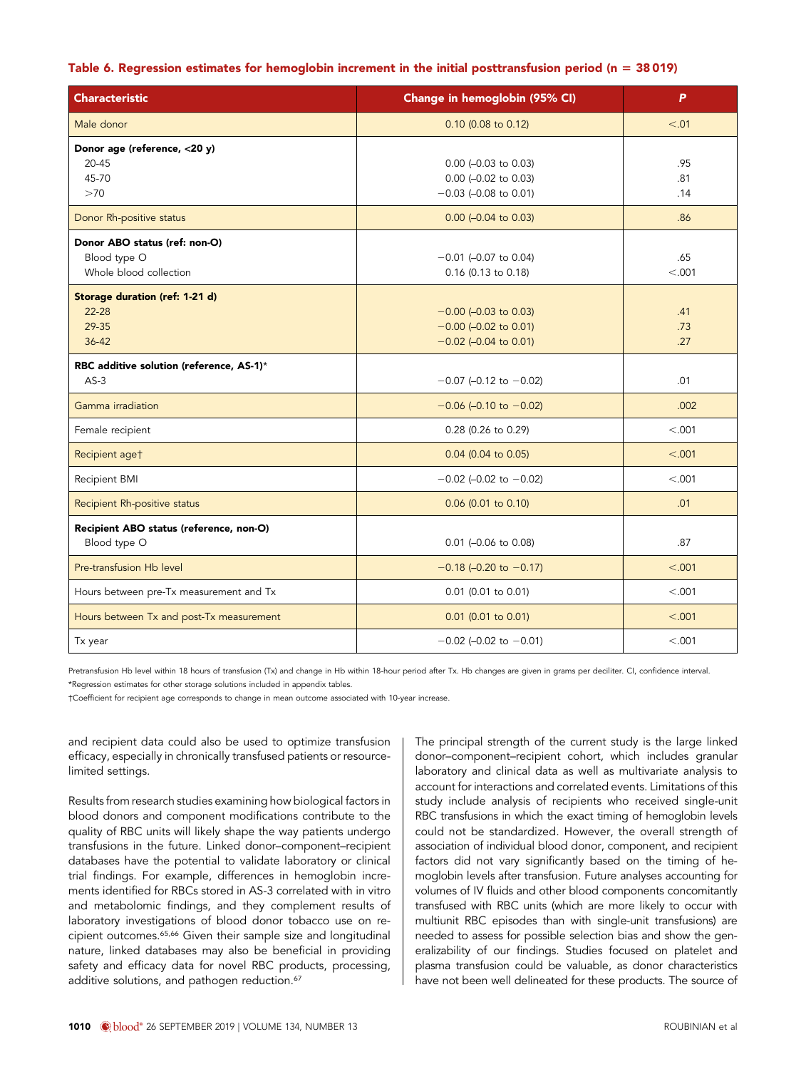**Table 6. Regression estimates for hemoglobin increment in the initial posttransfusion period (n = 38 019)**

| Characteristic | Change in hemoglobin (95% CI) | P |
|---|---|---|
| Male donor | 0.10 (0.08 to 0.12) | <.01 |
| **Donor age (reference, <20 y)** | | |
| 20-45 | 0.00 (–0.03 to 0.03) | .95 |
| 45-70 | 0.00 (–0.02 to 0.03) | .81 |
| >70 | −0.03 (–0.08 to 0.01) | .14 |
| Donor Rh-positive status | 0.00 (–0.04 to 0.03) | .86 |
| **Donor ABO status (ref: non-O)** | | |
| Blood type O | −0.01 (–0.07 to 0.04) | .65 |
| Whole blood collection | 0.16 (0.13 to 0.18) | <.001 |
| **Storage duration (ref: 1-21 d)** | | |
| 22-28 | −0.00 (–0.03 to 0.03) | .41 |
| 29-35 | −0.00 (–0.02 to 0.01) | .73 |
| 36-42 | −0.02 (–0.04 to 0.01) | .27 |
| **RBC additive solution (reference, AS-1)*** | | |
| AS-3 | −0.07 (–0.12 to −0.02) | .01 |
| Gamma irradiation | −0.06 (–0.10 to −0.02) | .002 |
| Female recipient | 0.28 (0.26 to 0.29) | <.001 |
| Recipient age† | 0.04 (0.04 to 0.05) | <.001 |
| Recipient BMI | −0.02 (–0.02 to −0.02) | <.001 |
| Recipient Rh-positive status | 0.06 (0.01 to 0.10) | .01 |
| **Recipient ABO status (reference, non-O)** | | |
| Blood type O | 0.01 (–0.06 to 0.08) | .87 |
| Pre-transfusion Hb level | −0.18 (–0.20 to −0.17) | <.001 |
| Hours between pre-Tx measurement and Tx | 0.01 (0.01 to 0.01) | <.001 |
| Hours between Tx and post-Tx measurement | 0.01 (0.01 to 0.01) | <.001 |
| Tx year | −0.02 (–0.02 to −0.01) | <.001 |

Pretransfusion Hb level within 18 hours of transfusion (Tx) and change in Hb within 18-hour period after Tx. Hb changes are given in grams per deciliter. CI, confidence interval.

*Regression estimates for other storage solutions included in appendix tables.

†Coefficient for recipient age corresponds to change in mean outcome associated with 10-year increase.

and recipient data could also be used to optimize transfusion efficacy, especially in chronically transfused patients or resource-limited settings.

Results from research studies examining how biological factors in blood donors and component modifications contribute to the quality of RBC units will likely shape the way patients undergo transfusions in the future. Linked donor–component–recipient databases have the potential to validate laboratory or clinical trial findings. For example, differences in hemoglobin increments identified for RBCs stored in AS-3 correlated with in vitro and metabolomic findings, and they complement results of laboratory investigations of blood donor tobacco use on recipient outcomes.[65,66] Given their sample size and longitudinal nature, linked databases may also be beneficial in providing safety and efficacy data for novel RBC products, processing, additive solutions, and pathogen reduction.[67]

The principal strength of the current study is the large linked donor–component–recipient cohort, which includes granular laboratory and clinical data as well as multivariate analysis to account for interactions and correlated events. Limitations of this study include analysis of recipients who received single-unit RBC transfusions in which the exact timing of hemoglobin levels could not be standardized. However, the overall strength of association of individual blood donor, component, and recipient factors did not vary significantly based on the timing of hemoglobin levels after transfusion. Future analyses accounting for volumes of IV fluids and other blood components concomitantly transfused with RBC units (which are more likely to occur with multiunit RBC episodes than with single-unit transfusions) are needed to assess for possible selection bias and show the generalizability of our findings. Studies focused on platelet and plasma transfusion could be valuable, as donor characteristics have not been well delineated for these products. The source of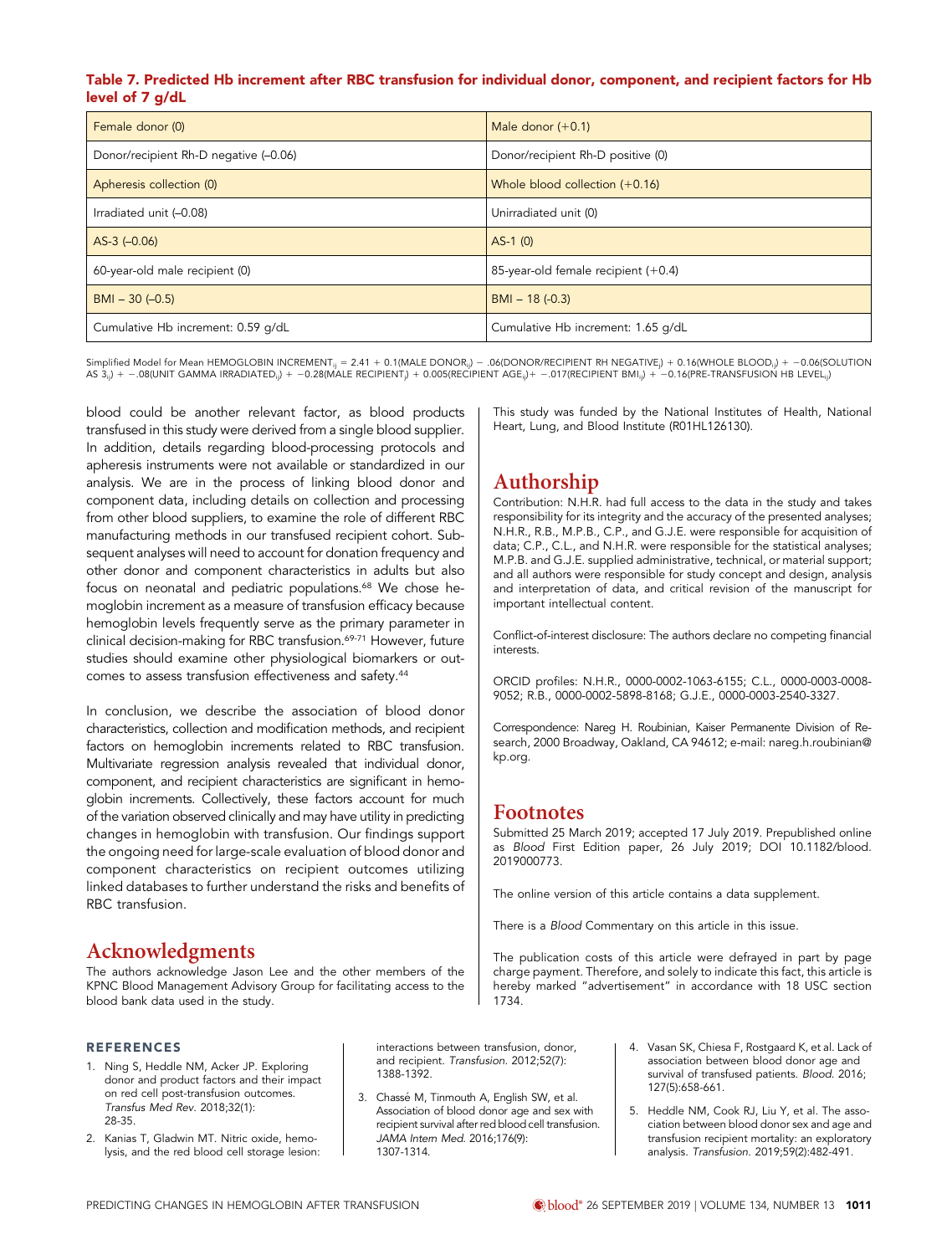**Table 7. Predicted Hb increment after RBC transfusion for individual donor, component, and recipient factors for Hb level of 7 g/dL**

| | |
|---|---|
| Female donor (0) | Male donor (+0.1) |
| Donor/recipient Rh-D negative (–0.06) | Donor/recipient Rh-D positive (0) |
| Apheresis collection (0) | Whole blood collection (+0.16) |
| Irradiated unit (–0.08) | Unirradiated unit (0) |
| AS-3 (–0.06) | AS-1 (0) |
| 60-year-old male recipient (0) | 85-year-old female recipient (+0.4) |
| BMI – 30 (–0.5) | BMI – 18 (-0.3) |
| Cumulative Hb increment: 0.59 g/dL | Cumulative Hb increment: 1.65 g/dL |

Simplified Model for Mean HEMOGLOBIN INCREMENT$_{ij}$ = 2.41 + 0.1(MALE DONOR$_{ij}$) − .06(DONOR/RECIPIENT RH NEGATIVE$_{j}$) + 0.16(WHOLE BLOOD$_{ij}$) + −0.06(SOLUTION AS 3$_{ij}$) + −.08(UNIT GAMMA IRRADIATED$_{ij}$) + −0.28(MALE RECIPIENT$_{j}$) + 0.005(RECIPIENT AGE$_{ij}$)+ −.017(RECIPIENT BMI$_{ij}$) + −0.16(PRE-TRANSFUSION HB LEVEL$_{ij}$)

blood could be another relevant factor, as blood products transfused in this study were derived from a single blood supplier. In addition, details regarding blood-processing protocols and apheresis instruments were not available or standardized in our analysis. We are in the process of linking blood donor and component data, including details on collection and processing from other blood suppliers, to examine the role of different RBC manufacturing methods in our transfused recipient cohort. Subsequent analyses will need to account for donation frequency and other donor and component characteristics in adults but also focus on neonatal and pediatric populations.[68] We chose hemoglobin increment as a measure of transfusion efficacy because hemoglobin levels frequently serve as the primary parameter in clinical decision-making for RBC transfusion.[69-71] However, future studies should examine other physiological biomarkers or outcomes to assess transfusion effectiveness and safety.[44]

In conclusion, we describe the association of blood donor characteristics, collection and modification methods, and recipient factors on hemoglobin increments related to RBC transfusion. Multivariate regression analysis revealed that individual donor, component, and recipient characteristics are significant in hemoglobin increments. Collectively, these factors account for much of the variation observed clinically and may have utility in predicting changes in hemoglobin with transfusion. Our findings support the ongoing need for large-scale evaluation of blood donor and component characteristics on recipient outcomes utilizing linked databases to further understand the risks and benefits of RBC transfusion.

## Acknowledgments

The authors acknowledge Jason Lee and the other members of the KPNC Blood Management Advisory Group for facilitating access to the blood bank data used in the study.

This study was funded by the National Institutes of Health, National Heart, Lung, and Blood Institute (R01HL126130).

## Authorship

Contribution: N.H.R. had full access to the data in the study and takes responsibility for its integrity and the accuracy of the presented analyses; N.H.R., R.B., M.P.B., C.P., and G.J.E. were responsible for acquisition of data; C.P., C.L., and N.H.R. were responsible for the statistical analyses; M.P.B. and G.J.E. supplied administrative, technical, or material support; and all authors were responsible for study concept and design, analysis and interpretation of data, and critical revision of the manuscript for important intellectual content.

Conflict-of-interest disclosure: The authors declare no competing financial interests.

ORCID profiles: N.H.R., 0000-0002-1063-6155; C.L., 0000-0003-0008-9052; R.B., 0000-0002-5898-8168; G.J.E., 0000-0003-2540-3327.

Correspondence: Nareg H. Roubinian, Kaiser Permanente Division of Research, 2000 Broadway, Oakland, CA 94612; e-mail: nareg.h.roubinian@kp.org.

## Footnotes

Submitted 25 March 2019; accepted 17 July 2019. Prepublished online as *Blood* First Edition paper, 26 July 2019; DOI 10.1182/blood.2019000773.

The online version of this article contains a data supplement.

There is a *Blood* Commentary on this article in this issue.

The publication costs of this article were defrayed in part by page charge payment. Therefore, and solely to indicate this fact, this article is hereby marked "advertisement" in accordance with 18 USC section 1734.

### REFERENCES

1. Ning S, Heddle NM, Acker JP. Exploring donor and product factors and their impact on red cell post-transfusion outcomes. *Transfus Med Rev*. 2018;32(1):28-35.
2. Kanias T, Gladwin MT. Nitric oxide, hemolysis, and the red blood cell storage lesion: interactions between transfusion, donor, and recipient. *Transfusion*. 2012;52(7):1388-1392.
3. Chassé M, Tinmouth A, English SW, et al. Association of blood donor age and sex with recipient survival after red blood cell transfusion. *JAMA Intern Med*. 2016;176(9):1307-1314.
4. Vasan SK, Chiesa F, Rostgaard K, et al. Lack of association between blood donor age and survival of transfused patients. *Blood*. 2016;127(5):658-661.
5. Heddle NM, Cook RJ, Liu Y, et al. The association between blood donor sex and age and transfusion recipient mortality: an exploratory analysis. *Transfusion*. 2019;59(2):482-491.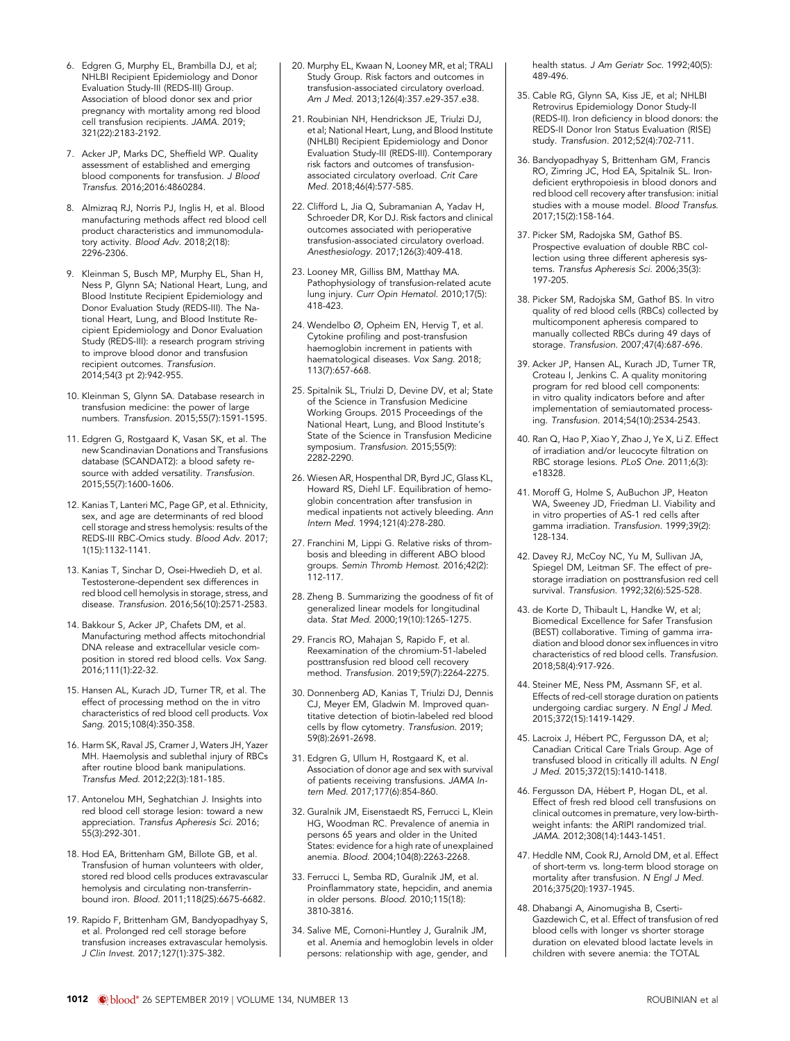6. Edgren G, Murphy EL, Brambilla DJ, et al; NHLBI Recipient Epidemiology and Donor Evaluation Study-III (REDS-III) Group. Association of blood donor sex and prior pregnancy with mortality among red blood cell transfusion recipients. *JAMA*. 2019; 321(22):2183-2192.

7. Acker JP, Marks DC, Sheffield WP. Quality assessment of established and emerging blood components for transfusion. *J Blood Transfus*. 2016;2016:4860284.

8. Almizraq RJ, Norris PJ, Inglis H, et al. Blood manufacturing methods affect red blood cell product characteristics and immunomodulatory activity. *Blood Adv*. 2018;2(18): 2296-2306.

9. Kleinman S, Busch MP, Murphy EL, Shan H, Ness P, Glynn SA; National Heart, Lung, and Blood Institute Recipient Epidemiology and Donor Evaluation Study (REDS-III). The National Heart, Lung, and Blood Institute Recipient Epidemiology and Donor Evaluation Study (REDS-III): a research program striving to improve blood donor and transfusion recipient outcomes. *Transfusion*. 2014;54(3 pt 2):942-955.

10. Kleinman S, Glynn SA. Database research in transfusion medicine: the power of large numbers. *Transfusion*. 2015;55(7):1591-1595.

11. Edgren G, Rostgaard K, Vasan SK, et al. The new Scandinavian Donations and Transfusions database (SCANDAT2): a blood safety resource with added versatility. *Transfusion*. 2015;55(7):1600-1606.

12. Kanias T, Lanteri MC, Page GP, et al. Ethnicity, sex, and age are determinants of red blood cell storage and stress hemolysis: results of the REDS-III RBC-Omics study. *Blood Adv*. 2017; 1(15):1132-1141.

13. Kanias T, Sinchar D, Osei-Hwedieh D, et al. Testosterone-dependent sex differences in red blood cell hemolysis in storage, stress, and disease. *Transfusion*. 2016;56(10):2571-2583.

14. Bakkour S, Acker JP, Chafets DM, et al. Manufacturing method affects mitochondrial DNA release and extracellular vesicle composition in stored red blood cells. *Vox Sang*. 2016;111(1):22-32.

15. Hansen AL, Kurach JD, Turner TR, et al. The effect of processing method on the in vitro characteristics of red blood cell products. *Vox Sang*. 2015;108(4):350-358.

16. Harm SK, Raval JS, Cramer J, Waters JH, Yazer MH. Haemolysis and sublethal injury of RBCs after routine blood bank manipulations. *Transfus Med*. 2012;22(3):181-185.

17. Antonelou MH, Seghatchian J. Insights into red blood cell storage lesion: toward a new appreciation. *Transfus Apheresis Sci*. 2016; 55(3):292-301.

18. Hod EA, Brittenham GM, Billote GB, et al. Transfusion of human volunteers with older, stored red blood cells produces extravascular hemolysis and circulating non-transferrin-bound iron. *Blood*. 2011;118(25):6675-6682.

19. Rapido F, Brittenham GM, Bandyopadhyay S, et al. Prolonged red cell storage before transfusion increases extravascular hemolysis. *J Clin Invest*. 2017;127(1):375-382.

20. Murphy EL, Kwaan N, Looney MR, et al; TRALI Study Group. Risk factors and outcomes in transfusion-associated circulatory overload. *Am J Med*. 2013;126(4):357.e29-357.e38.

21. Roubinian NH, Hendrickson JE, Triulzi DJ, et al; National Heart, Lung, and Blood Institute (NHLBI) Recipient Epidemiology and Donor Evaluation Study-III (REDS-III). Contemporary risk factors and outcomes of transfusion-associated circulatory overload. *Crit Care Med*. 2018;46(4):577-585.

22. Clifford L, Jia Q, Subramanian A, Yadav H, Schroeder DR, Kor DJ. Risk factors and clinical outcomes associated with perioperative transfusion-associated circulatory overload. *Anesthesiology*. 2017;126(3):409-418.

23. Looney MR, Gilliss BM, Matthay MA. Pathophysiology of transfusion-related acute lung injury. *Curr Opin Hematol*. 2010;17(5): 418-423.

24. Wendelbo Ø, Opheim EN, Hervig T, et al. Cytokine profiling and post-transfusion haemoglobin increment in patients with haematological diseases. *Vox Sang*. 2018; 113(7):657-668.

25. Spitalnik SL, Triulzi D, Devine DV, et al; State of the Science in Transfusion Medicine Working Groups. 2015 Proceedings of the National Heart, Lung, and Blood Institute's State of the Science in Transfusion Medicine symposium. *Transfusion*. 2015;55(9): 2282-2290.

26. Wiesen AR, Hospenthal DR, Byrd JC, Glass KL, Howard RS, Diehl LF. Equilibration of hemoglobin concentration after transfusion in medical inpatients not actively bleeding. *Ann Intern Med*. 1994;121(4):278-280.

27. Franchini M, Lippi G. Relative risks of thrombosis and bleeding in different ABO blood groups. *Semin Thromb Hemost*. 2016;42(2): 112-117.

28. Zheng B. Summarizing the goodness of fit of generalized linear models for longitudinal data. *Stat Med*. 2000;19(10):1265-1275.

29. Francis RO, Mahajan S, Rapido F, et al. Reexamination of the chromium-51-labeled posttransfusion red blood cell recovery method. *Transfusion*. 2019;59(7):2264-2275.

30. Donnenberg AD, Kanias T, Triulzi DJ, Dennis CJ, Meyer EM, Gladwin M. Improved quantitative detection of biotin-labeled red blood cells by flow cytometry. *Transfusion*. 2019; 59(8):2691-2698.

31. Edgren G, Ullum H, Rostgaard K, et al. Association of donor age and sex with survival of patients receiving transfusions. *JAMA Intern Med*. 2017;177(6):854-860.

32. Guralnik JM, Eisenstaedt RS, Ferrucci L, Klein HG, Woodman RC. Prevalence of anemia in persons 65 years and older in the United States: evidence for a high rate of unexplained anemia. *Blood*. 2004;104(8):2263-2268.

33. Ferrucci L, Semba RD, Guralnik JM, et al. Proinflammatory state, hepcidin, and anemia in older persons. *Blood*. 2010;115(18): 3810-3816.

34. Salive ME, Cornoni-Huntley J, Guralnik JM, et al. Anemia and hemoglobin levels in older persons: relationship with age, gender, and health status. *J Am Geriatr Soc*. 1992;40(5): 489-496.

35. Cable RG, Glynn SA, Kiss JE, et al; NHLBI Retrovirus Epidemiology Donor Study-II (REDS-II). Iron deficiency in blood donors: the REDS-II Donor Iron Status Evaluation (RISE) study. *Transfusion*. 2012;52(4):702-711.

36. Bandyopadhyay S, Brittenham GM, Francis RO, Zimring JC, Hod EA, Spitalnik SL. Iron-deficient erythropoiesis in blood donors and red blood cell recovery after transfusion: initial studies with a mouse model. *Blood Transfus*. 2017;15(2):158-164.

37. Picker SM, Radojska SM, Gathof BS. Prospective evaluation of double RBC collection using three different apheresis systems. *Transfus Apheresis Sci*. 2006;35(3): 197-205.

38. Picker SM, Radojska SM, Gathof BS. In vitro quality of red blood cells (RBCs) collected by multicomponent apheresis compared to manually collected RBCs during 49 days of storage. *Transfusion*. 2007;47(4):687-696.

39. Acker JP, Hansen AL, Kurach JD, Turner TR, Croteau I, Jenkins C. A quality monitoring program for red blood cell components: in vitro quality indicators before and after implementation of semiautomated processing. *Transfusion*. 2014;54(10):2534-2543.

40. Ran Q, Hao P, Xiao Y, Zhao J, Ye X, Li Z. Effect of irradiation and/or leucocyte filtration on RBC storage lesions. *PLoS One*. 2011;6(3): e18328.

41. Moroff G, Holme S, AuBuchon JP, Heaton WA, Sweeney JD, Friedman LI. Viability and in vitro properties of AS-1 red cells after gamma irradiation. *Transfusion*. 1999;39(2): 128-134.

42. Davey RJ, McCoy NC, Yu M, Sullivan JA, Spiegel DM, Leitman SF. The effect of prestorage irradiation on posttransfusion red cell survival. *Transfusion*. 1992;32(6):525-528.

43. de Korte D, Thibault L, Handke W, et al; Biomedical Excellence for Safer Transfusion (BEST) collaborative. Timing of gamma irradiation and blood donor sex influences in vitro characteristics of red blood cells. *Transfusion*. 2018;58(4):917-926.

44. Steiner ME, Ness PM, Assmann SF, et al. Effects of red-cell storage duration on patients undergoing cardiac surgery. *N Engl J Med*. 2015;372(15):1419-1429.

45. Lacroix J, Hébert PC, Fergusson DA, et al; Canadian Critical Care Trials Group. Age of transfused blood in critically ill adults. *N Engl J Med*. 2015;372(15):1410-1418.

46. Fergusson DA, Hébert P, Hogan DL, et al. Effect of fresh red blood cell transfusions on clinical outcomes in premature, very low-birth-weight infants: the ARIPI randomized trial. *JAMA*. 2012;308(14):1443-1451.

47. Heddle NM, Cook RJ, Arnold DM, et al. Effect of short-term vs. long-term blood storage on mortality after transfusion. *N Engl J Med*. 2016;375(20):1937-1945.

48. Dhabangi A, Ainomugisha B, Cserti-Gazdewich C, et al. Effect of transfusion of red blood cells with longer vs shorter storage duration on elevated blood lactate levels in children with severe anemia: the TOTAL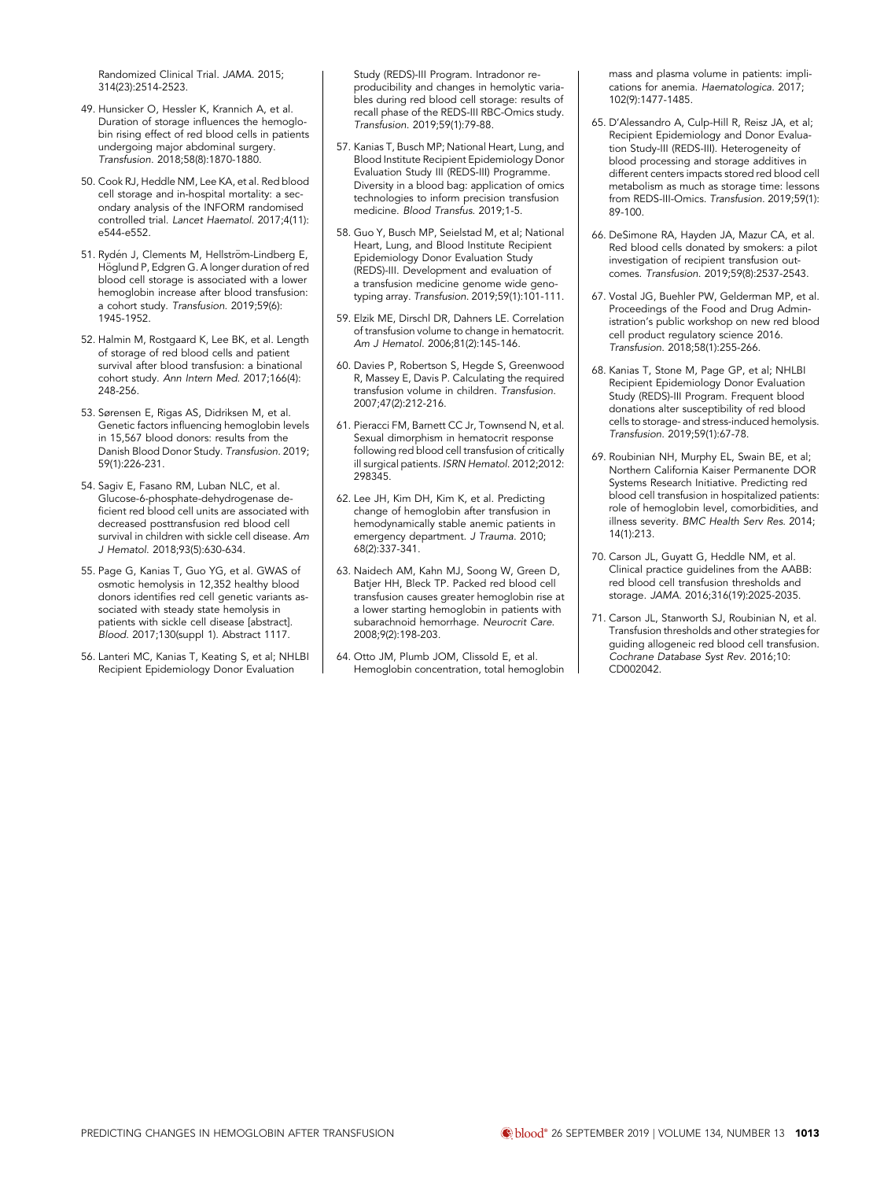Randomized Clinical Trial. *JAMA*. 2015; 314(23):2514-2523.

49. Hunsicker O, Hessler K, Krannich A, et al. Duration of storage influences the hemoglobin rising effect of red blood cells in patients undergoing major abdominal surgery. *Transfusion*. 2018;58(8):1870-1880.

50. Cook RJ, Heddle NM, Lee KA, et al. Red blood cell storage and in-hospital mortality: a secondary analysis of the INFORM randomised controlled trial. *Lancet Haematol*. 2017;4(11): e544-e552.

51. Rydén J, Clements M, Hellström-Lindberg E, Höglund P, Edgren G. A longer duration of red blood cell storage is associated with a lower hemoglobin increase after blood transfusion: a cohort study. *Transfusion*. 2019;59(6): 1945-1952.

52. Halmin M, Rostgaard K, Lee BK, et al. Length of storage of red blood cells and patient survival after blood transfusion: a binational cohort study. *Ann Intern Med*. 2017;166(4): 248-256.

53. Sørensen E, Rigas AS, Didriksen M, et al. Genetic factors influencing hemoglobin levels in 15,567 blood donors: results from the Danish Blood Donor Study. *Transfusion*. 2019; 59(1):226-231.

54. Sagiv E, Fasano RM, Luban NLC, et al. Glucose-6-phosphate-dehydrogenase deficient red blood cell units are associated with decreased posttransfusion red blood cell survival in children with sickle cell disease. *Am J Hematol*. 2018;93(5):630-634.

55. Page G, Kanias T, Guo YG, et al. GWAS of osmotic hemolysis in 12,352 healthy blood donors identifies red cell genetic variants associated with steady state hemolysis in patients with sickle cell disease [abstract]. *Blood*. 2017;130(suppl 1). Abstract 1117.

56. Lanteri MC, Kanias T, Keating S, et al; NHLBI Recipient Epidemiology Donor Evaluation Study (REDS)-III Program. Intradonor reproducibility and changes in hemolytic variables during red blood cell storage: results of recall phase of the REDS-III RBC-Omics study. *Transfusion*. 2019;59(1):79-88.

57. Kanias T, Busch MP; National Heart, Lung, and Blood Institute Recipient Epidemiology Donor Evaluation Study III (REDS-III) Programme. Diversity in a blood bag: application of omics technologies to inform precision transfusion medicine. *Blood Transfus*. 2019;1-5.

58. Guo Y, Busch MP, Seielstad M, et al; National Heart, Lung, and Blood Institute Recipient Epidemiology Donor Evaluation Study (REDS)-III. Development and evaluation of a transfusion medicine genome wide genotyping array. *Transfusion*. 2019;59(1):101-111.

59. Elzik ME, Dirschl DR, Dahners LE. Correlation of transfusion volume to change in hematocrit. *Am J Hematol*. 2006;81(2):145-146.

60. Davies P, Robertson S, Hegde S, Greenwood R, Massey E, Davis P. Calculating the required transfusion volume in children. *Transfusion*. 2007;47(2):212-216.

61. Pieracci FM, Barnett CC Jr, Townsend N, et al. Sexual dimorphism in hematocrit response following red blood cell transfusion of critically ill surgical patients. *ISRN Hematol*. 2012;2012: 298345.

62. Lee JH, Kim DH, Kim K, et al. Predicting change of hemoglobin after transfusion in hemodynamically stable anemic patients in emergency department. *J Trauma*. 2010; 68(2):337-341.

63. Naidech AM, Kahn MJ, Soong W, Green D, Batjer HH, Bleck TP. Packed red blood cell transfusion causes greater hemoglobin rise at a lower starting hemoglobin in patients with subarachnoid hemorrhage. *Neurocrit Care*. 2008;9(2):198-203.

64. Otto JM, Plumb JOM, Clissold E, et al. Hemoglobin concentration, total hemoglobin mass and plasma volume in patients: implications for anemia. *Haematologica*. 2017; 102(9):1477-1485.

65. D'Alessandro A, Culp-Hill R, Reisz JA, et al; Recipient Epidemiology and Donor Evaluation Study-III (REDS-III). Heterogeneity of blood processing and storage additives in different centers impacts stored red blood cell metabolism as much as storage time: lessons from REDS-III-Omics. *Transfusion*. 2019;59(1): 89-100.

66. DeSimone RA, Hayden JA, Mazur CA, et al. Red blood cells donated by smokers: a pilot investigation of recipient transfusion outcomes. *Transfusion*. 2019;59(8):2537-2543.

67. Vostal JG, Buehler PW, Gelderman MP, et al. Proceedings of the Food and Drug Administration's public workshop on new red blood cell product regulatory science 2016. *Transfusion*. 2018;58(1):255-266.

68. Kanias T, Stone M, Page GP, et al; NHLBI Recipient Epidemiology Donor Evaluation Study (REDS)-III Program. Frequent blood donations alter susceptibility of red blood cells to storage- and stress-induced hemolysis. *Transfusion*. 2019;59(1):67-78.

69. Roubinian NH, Murphy EL, Swain BE, et al; Northern California Kaiser Permanente DOR Systems Research Initiative. Predicting red blood cell transfusion in hospitalized patients: role of hemoglobin level, comorbidities, and illness severity. *BMC Health Serv Res*. 2014; 14(1):213.

70. Carson JL, Guyatt G, Heddle NM, et al. Clinical practice guidelines from the AABB: red blood cell transfusion thresholds and storage. *JAMA*. 2016;316(19):2025-2035.

71. Carson JL, Stanworth SJ, Roubinian N, et al. Transfusion thresholds and other strategies for guiding allogeneic red blood cell transfusion. *Cochrane Database Syst Rev*. 2016;10: CD002042.